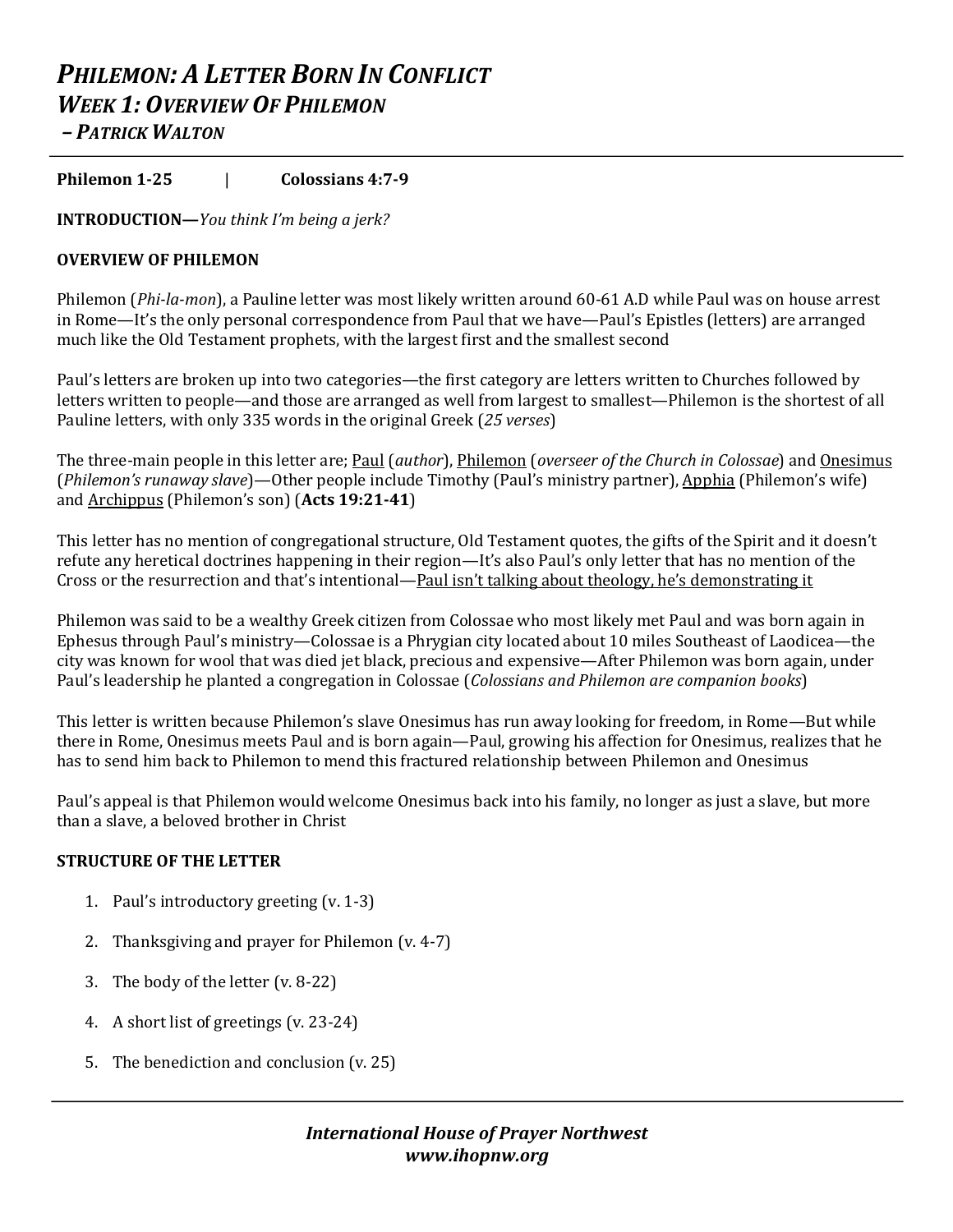# *PHILEMON: A LETTER BORN IN CONFLICT*
## *WEEK 1: OVERVIEW OF PHILEMON*
### *– PATRICK WALTON*

---

**Philemon 1-25** | **Colossians 4:7-9**

**INTRODUCTION—***You think I'm being a jerk?*

**OVERVIEW OF PHILEMON**

Philemon (*Phi-la-mon*), a Pauline letter was most likely written around 60-61 A.D while Paul was on house arrest in Rome—It's the only personal correspondence from Paul that we have—Paul's Epistles (letters) are arranged much like the Old Testament prophets, with the largest first and the smallest second

Paul's letters are broken up into two categories—the first category are letters written to Churches followed by letters written to people—and those are arranged as well from largest to smallest—Philemon is the shortest of all Pauline letters, with only 335 words in the original Greek (*25 verses*)

The three-main people in this letter are; <u>Paul</u> (*author*), <u>Philemon</u> (*overseer of the Church in Colossae*) and <u>Onesimus</u> (*Philemon's runaway slave*)—Other people include Timothy (Paul's ministry partner), <u>Apphia</u> (Philemon's wife) and <u>Archippus</u> (Philemon's son) (**Acts 19:21-41**)

This letter has no mention of congregational structure, Old Testament quotes, the gifts of the Spirit and it doesn't refute any heretical doctrines happening in their region—It's also Paul's only letter that has no mention of the Cross or the resurrection and that's intentional—<u>Paul isn't talking about theology, he's demonstrating it</u>

Philemon was said to be a wealthy Greek citizen from Colossae who most likely met Paul and was born again in Ephesus through Paul's ministry—Colossae is a Phrygian city located about 10 miles Southeast of Laodicea—the city was known for wool that was died jet black, precious and expensive—After Philemon was born again, under Paul's leadership he planted a congregation in Colossae (*Colossians and Philemon are companion books*)

This letter is written because Philemon's slave Onesimus has run away looking for freedom, in Rome—But while there in Rome, Onesimus meets Paul and is born again—Paul, growing his affection for Onesimus, realizes that he has to send him back to Philemon to mend this fractured relationship between Philemon and Onesimus

Paul's appeal is that Philemon would welcome Onesimus back into his family, no longer as just a slave, but more than a slave, a beloved brother in Christ

**STRUCTURE OF THE LETTER**

1. Paul's introductory greeting (v. 1-3)
2. Thanksgiving and prayer for Philemon (v. 4-7)
3. The body of the letter (v. 8-22)
4. A short list of greetings (v. 23-24)
5. The benediction and conclusion (v. 25)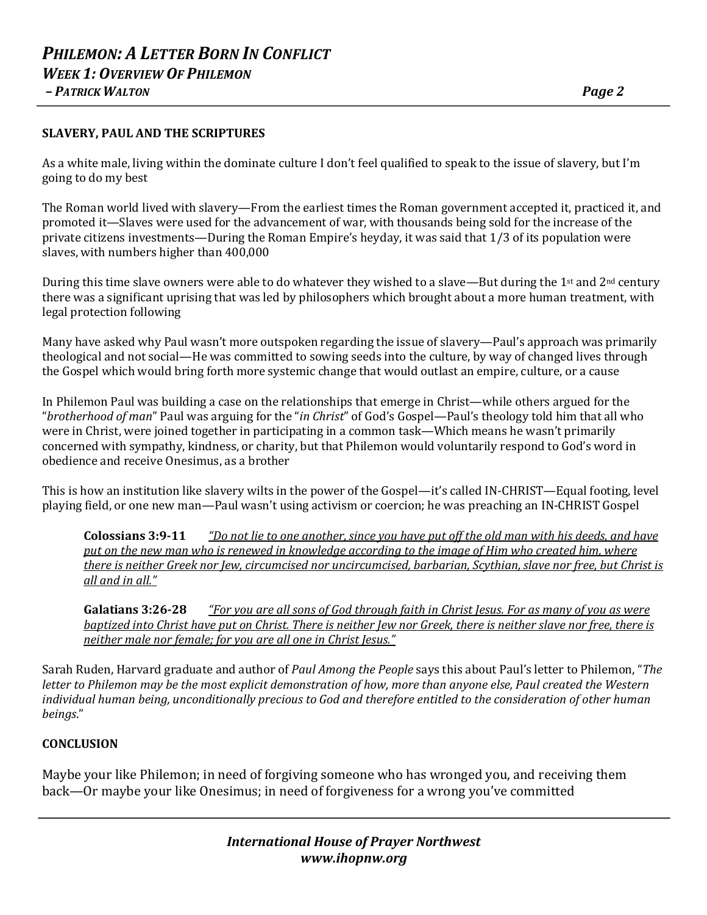## SLAVERY, PAUL AND THE SCRIPTURES

As a white male, living within the dominate culture I don't feel qualified to speak to the issue of slavery, but I'm going to do my best

The Roman world lived with slavery—From the earliest times the Roman government accepted it, practiced it, and promoted it—Slaves were used for the advancement of war, with thousands being sold for the increase of the private citizens investments—During the Roman Empire's heyday, it was said that 1/3 of its population were slaves, with numbers higher than 400,000

During this time slave owners were able to do whatever they wished to a slave—But during the 1st and 2nd century there was a significant uprising that was led by philosophers which brought about a more human treatment, with legal protection following

Many have asked why Paul wasn't more outspoken regarding the issue of slavery—Paul's approach was primarily theological and not social—He was committed to sowing seeds into the culture, by way of changed lives through the Gospel which would bring forth more systemic change that would outlast an empire, culture, or a cause

In Philemon Paul was building a case on the relationships that emerge in Christ—while others argued for the "*brotherhood of man*" Paul was arguing for the "*in Christ*" of God's Gospel—Paul's theology told him that all who were in Christ, were joined together in participating in a common task—Which means he wasn't primarily concerned with sympathy, kindness, or charity, but that Philemon would voluntarily respond to God's word in obedience and receive Onesimus, as a brother

This is how an institution like slavery wilts in the power of the Gospel—it's called IN-CHRIST—Equal footing, level playing field, or one new man—Paul wasn't using activism or coercion; he was preaching an IN-CHRIST Gospel

> **Colossians 3:9-11** *"Do not lie to one another, since you have put off the old man with his deeds, and have put on the new man who is renewed in knowledge according to the image of Him who created him, where there is neither Greek nor Jew, circumcised nor uncircumcised, barbarian, Scythian, slave nor free, but Christ is all and in all."*

> **Galatians 3:26-28** *"For you are all sons of God through faith in Christ Jesus. For as many of you as were baptized into Christ have put on Christ. There is neither Jew nor Greek, there is neither slave nor free, there is neither male nor female; for you are all one in Christ Jesus."*

Sarah Ruden, Harvard graduate and author of *Paul Among the People* says this about Paul's letter to Philemon, "*The letter to Philemon may be the most explicit demonstration of how, more than anyone else, Paul created the Western individual human being, unconditionally precious to God and therefore entitled to the consideration of other human beings.*"

## CONCLUSION

Maybe your like Philemon; in need of forgiving someone who has wronged you, and receiving them back—Or maybe your like Onesimus; in need of forgiveness for a wrong you've committed